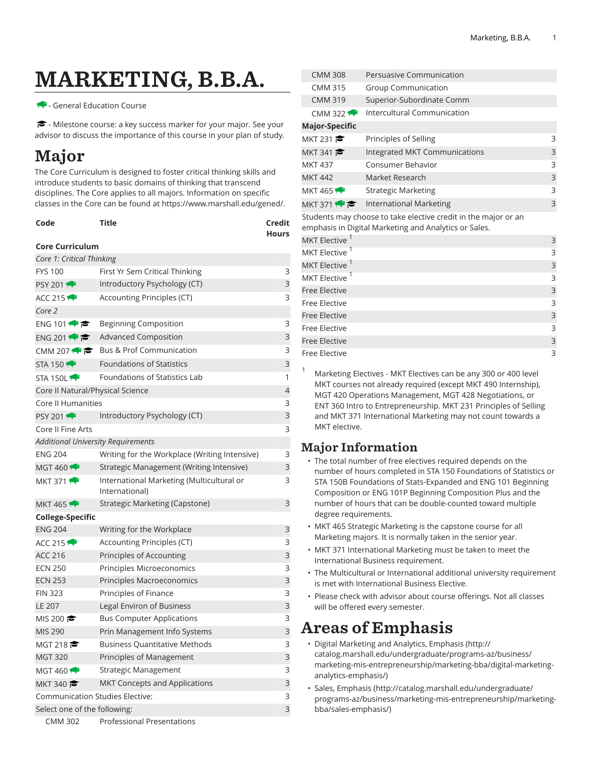# MARKETING, B.B.A.

🐃 - General Education Course

🎓 - Milestone course: a key success marker for your major. See your advisor to discuss the importance of this course in your plan of study.

# Major

The Core Curriculum is designed to foster critical thinking skills and introduce students to basic domains of thinking that transcend disciplines. The Core applies to all majors. Information on specific classes in the Core can be found at https://www.marshall.edu/gened/.

| Code | Title | Credit Hours |
|---|---|---|
| **Core Curriculum** | | |
| *Core 1: Critical Thinking* | | |
| FYS 100 | First Yr Sem Critical Thinking | 3 |
| PSY 201 🐃 | Introductory Psychology (CT) | 3 |
| ACC 215 🐃 | Accounting Principles (CT) | 3 |
| *Core 2* | | |
| ENG 101 🐃 🎓 | Beginning Composition | 3 |
| ENG 201 🐃 🎓 | Advanced Composition | 3 |
| CMM 207 🐃 🎓 | Bus & Prof Communication | 3 |
| STA 150 🐃 | Foundations of Statistics | 3 |
| STA 150L 🐃 | Foundations of Statistics Lab | 1 |
| Core II Natural/Physical Science | | 4 |
| Core II Humanities | | 3 |
| PSY 201 🐃 | Introductory Psychology (CT) | 3 |
| Core II Fine Arts | | 3 |
| *Additional University Requirements* | | |
| ENG 204 | Writing for the Workplace (Writing Intensive) | 3 |
| MGT 460 🐃 | Strategic Management (Writing Intensive) | 3 |
| MKT 371 🐃 | International Marketing (Multicultural or International) | 3 |
| MKT 465 🐃 | Strategic Marketing (Capstone) | 3 |
| **College-Specific** | | |
| ENG 204 | Writing for the Workplace | 3 |
| ACC 215 🐃 | Accounting Principles (CT) | 3 |
| ACC 216 | Principles of Accounting | 3 |
| ECN 250 | Principles Microeconomics | 3 |
| ECN 253 | Principles Macroeconomics | 3 |
| FIN 323 | Principles of Finance | 3 |
| LE 207 | Legal Environ of Business | 3 |
| MIS 200 🎓 | Bus Computer Applications | 3 |
| MIS 290 | Prin Management Info Systems | 3 |
| MGT 218 🎓 | Business Quantitative Methods | 3 |
| MGT 320 | Principles of Management | 3 |
| MGT 460 🐃 | Strategic Management | 3 |
| MKT 340 🎓 | MKT Concepts and Applications | 3 |
| Communication Studies Elective: | | 3 |
| Select one of the following: | | 3 |
| CMM 302 | Professional Presentations | |
| CMM 308 | Persuasive Communication | |
| CMM 315 | Group Communication | |
| CMM 319 | Superior-Subordinate Comm | |
| CMM 322 🐃 | Intercultural Communication | |
| **Major-Specific** | | |
| MKT 231 🎓 | Principles of Selling | 3 |
| MKT 341 🎓 | Integrated MKT Communications | 3 |
| MKT 437 | Consumer Behavior | 3 |
| MKT 442 | Market Research | 3 |
| MKT 465 🐃 | Strategic Marketing | 3 |
| MKT 371 🐃 🎓 | International Marketing | 3 |
| Students may choose to take elective credit in the major or an emphasis in Digital Marketing and Analytics or Sales. | | |
| MKT Elective [1] | | 3 |
| MKT Elective [1] | | 3 |
| MKT Elective [1] | | 3 |
| MKT Elective [1] | | 3 |
| Free Elective | | 3 |
| Free Elective | | 3 |
| Free Elective | | 3 |
| Free Elective | | 3 |
| Free Elective | | 3 |
| Free Elective | | 3 |

[1] Marketing Electives - MKT Electives can be any 300 or 400 level MKT courses not already required (except MKT 490 Internship), MGT 420 Operations Management, MGT 428 Negotiations, or ENT 360 Intro to Entrepreneurship. MKT 231 Principles of Selling and MKT 371 International Marketing may not count towards a MKT elective.

## Major Information

- The total number of free electives required depends on the number of hours completed in STA 150 Foundations of Statistics or STA 150B Foundations of Stats-Expanded and ENG 101 Beginning Composition or ENG 101P Beginning Composition Plus and the number of hours that can be double-counted toward multiple degree requirements.
- MKT 465 Strategic Marketing is the capstone course for all Marketing majors. It is normally taken in the senior year.
- MKT 371 International Marketing must be taken to meet the International Business requirement.
- The Multicultural or International additional university requirement is met with International Business Elective.
- Please check with advisor about course offerings. Not all classes will be offered every semester.

# Areas of Emphasis

- Digital Marketing and Analytics, Emphasis (http://catalog.marshall.edu/undergraduate/programs-az/business/marketing-mis-entrepreneurship/marketing-bba/digital-marketing-analytics-emphasis/)
- Sales, Emphasis (http://catalog.marshall.edu/undergraduate/programs-az/business/marketing-mis-entrepreneurship/marketing-bba/sales-emphasis/)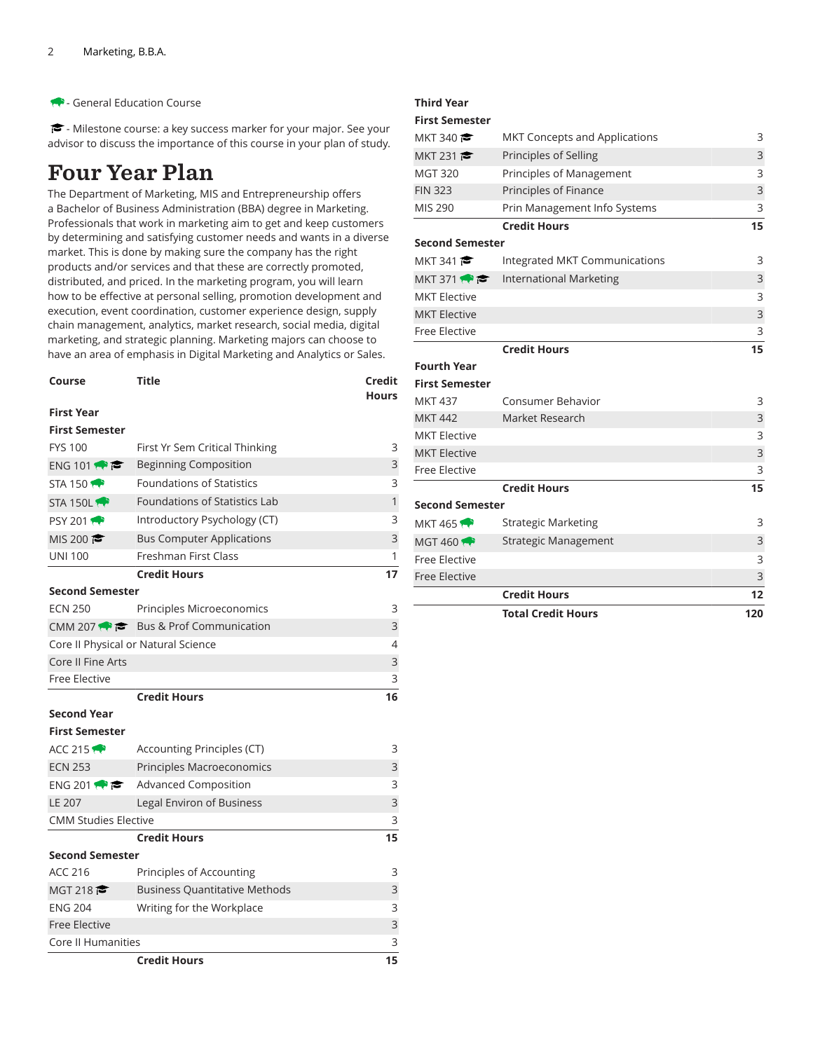🐃 - General Education Course

🎓 - Milestone course: a key success marker for your major. See your advisor to discuss the importance of this course in your plan of study.

# Four Year Plan

The Department of Marketing, MIS and Entrepreneurship offers a Bachelor of Business Administration (BBA) degree in Marketing. Professionals that work in marketing aim to get and keep customers by determining and satisfying customer needs and wants in a diverse market. This is done by making sure the company has the right products and/or services and that these are correctly promoted, distributed, and priced. In the marketing program, you will learn how to be effective at personal selling, promotion development and execution, event coordination, customer experience design, supply chain management, analytics, market research, social media, digital marketing, and strategic planning. Marketing majors can choose to have an area of emphasis in Digital Marketing and Analytics or Sales.

| Course | Title | Credit Hours |
|---|---|---|
| **First Year** | | |
| **First Semester** | | |
| FYS 100 | First Yr Sem Critical Thinking | 3 |
| ENG 101 🐃 🎓 | Beginning Composition | 3 |
| STA 150 🐃 | Foundations of Statistics | 3 |
| STA 150L 🐃 | Foundations of Statistics Lab | 1 |
| PSY 201 🐃 | Introductory Psychology (CT) | 3 |
| MIS 200 🎓 | Bus Computer Applications | 3 |
| UNI 100 | Freshman First Class | 1 |
| | **Credit Hours** | **17** |
| **Second Semester** | | |
| ECN 250 | Principles Microeconomics | 3 |
| CMM 207 🐃 🎓 | Bus & Prof Communication | 3 |
| Core II Physical or Natural Science | | 4 |
| Core II Fine Arts | | 3 |
| Free Elective | | 3 |
| | **Credit Hours** | **16** |
| **Second Year** | | |
| **First Semester** | | |
| ACC 215 🐃 | Accounting Principles (CT) | 3 |
| ECN 253 | Principles Macroeconomics | 3 |
| ENG 201 🐃 🎓 | Advanced Composition | 3 |
| LE 207 | Legal Environ of Business | 3 |
| CMM Studies Elective | | 3 |
| | **Credit Hours** | **15** |
| **Second Semester** | | |
| ACC 216 | Principles of Accounting | 3 |
| MGT 218 🎓 | Business Quantitative Methods | 3 |
| ENG 204 | Writing for the Workplace | 3 |
| Free Elective | | 3 |
| Core II Humanities | | 3 |
| | **Credit Hours** | **15** |
| **Third Year** | | |
| **First Semester** | | |
| MKT 340 🎓 | MKT Concepts and Applications | 3 |
| MKT 231 🎓 | Principles of Selling | 3 |
| MGT 320 | Principles of Management | 3 |
| FIN 323 | Principles of Finance | 3 |
| MIS 290 | Prin Management Info Systems | 3 |
| | **Credit Hours** | **15** |
| **Second Semester** | | |
| MKT 341 🎓 | Integrated MKT Communications | 3 |
| MKT 371 🐃 🎓 | International Marketing | 3 |
| MKT Elective | | 3 |
| MKT Elective | | 3 |
| Free Elective | | 3 |
| | **Credit Hours** | **15** |
| **Fourth Year** | | |
| **First Semester** | | |
| MKT 437 | Consumer Behavior | 3 |
| MKT 442 | Market Research | 3 |
| MKT Elective | | 3 |
| MKT Elective | | 3 |
| Free Elective | | 3 |
| | **Credit Hours** | **15** |
| **Second Semester** | | |
| MKT 465 🐃 | Strategic Marketing | 3 |
| MGT 460 🐃 | Strategic Management | 3 |
| Free Elective | | 3 |
| Free Elective | | 3 |
| | **Credit Hours** | **12** |
| | **Total Credit Hours** | **120** |